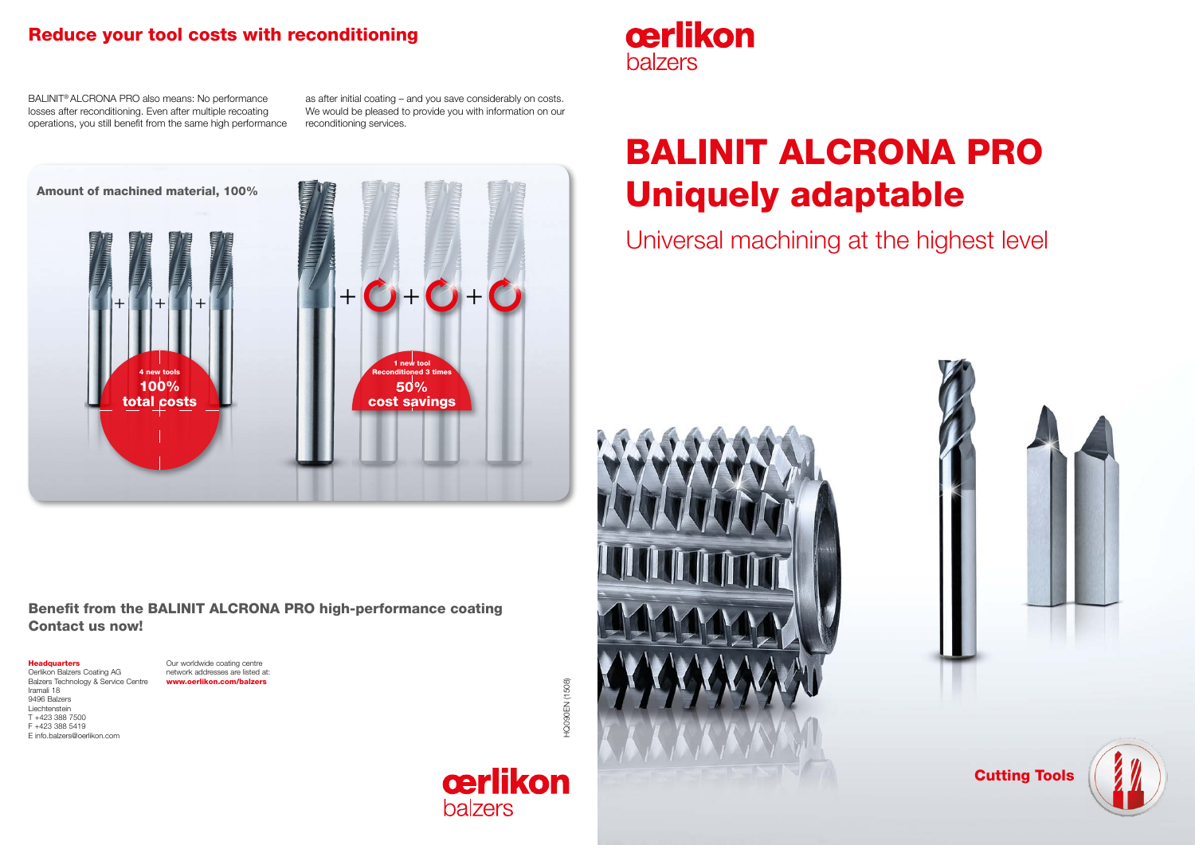## Reduce your tool costs with reconditioning

BALINIT® ALCRONA PRO also means: No performance losses after reconditioning. Even after multiple recoating operations, you still benefit from the same high performance as after initial coating – and you save considerably on costs. We would be pleased to provide you with information on our reconditioning services.

**Amount of machined material, 100%**

4 new tools
**100% total costs**

1 new tool
Reconditioned 3 times
**50% cost savings**

### Benefit from the BALINIT ALCRONA PRO high-performance coating
### Contact us now!

**Headquarters**
Oerlikon Balzers Coating AG
Balzers Technology & Service Centre
Iramali 18
9496 Balzers
Liechtenstein
T +423 388 7500
F +423 388 5419
E info.balzers@oerlikon.com

Our worldwide coating centre network addresses are listed at:
**www.oerlikon.com/balzers**

HQ090EN (1508)

oerlikon balzers

oerlikon balzers

# BALINIT ALCRONA PRO
# Uniquely adaptable

## Universal machining at the highest level

**Cutting Tools**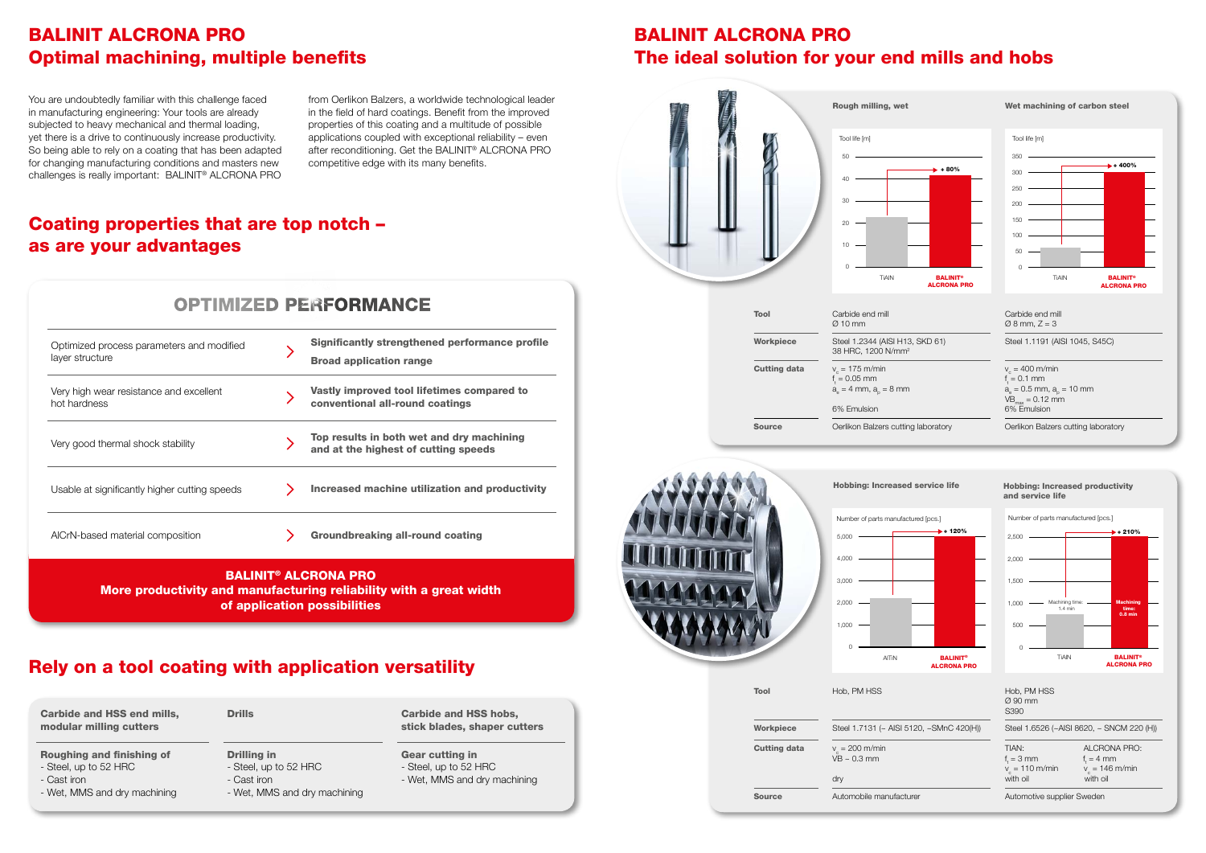# BALINIT ALCRONA PRO
## Optimal machining, multiple benefits

You are undoubtedly familiar with this challenge faced in manufacturing engineering: Your tools are already subjected to heavy mechanical and thermal loading, yet there is a drive to continuously increase productivity. So being able to rely on a coating that has been adapted for changing manufacturing conditions and masters new challenges is really important: BALINIT® ALCRONA PRO from Oerlikon Balzers, a worldwide technological leader in the field of hard coatings. Benefit from the improved properties of this coating and a multitude of possible applications coupled with exceptional reliability – even after reconditioning. Get the BALINIT® ALCRONA PRO competitive edge with its many benefits.

## Coating properties that are top notch – as are your advantages

### OPTIMIZED PERFORMANCE

| | |
|---|---|
| Optimized process parameters and modified layer structure | **Significantly strengthened performance profile**<br>**Broad application range** |
| Very high wear resistance and excellent hot hardness | **Vastly improved tool lifetimes compared to conventional all-round coatings** |
| Very good thermal shock stability | **Top results in both wet and dry machining and at the highest of cutting speeds** |
| Usable at significantly higher cutting speeds | **Increased machine utilization and productivity** |
| AlCrN-based material composition | **Groundbreaking all-round coating** |

**BALINIT® ALCRONA PRO**
**More productivity and manufacturing reliability with a great width of application possibilities**

## Rely on a tool coating with application versatility

| Carbide and HSS end mills, modular milling cutters | Drills | Carbide and HSS hobs, stick blades, shaper cutters |
|---|---|---|
| **Roughing and finishing of**<br>- Steel, up to 52 HRC<br>- Cast iron<br>- Wet, MMS and dry machining | **Drilling in**<br>- Steel, up to 52 HRC<br>- Cast iron<br>- Wet, MMS and dry machining | **Gear cutting in**<br>- Steel, up to 52 HRC<br>- Wet, MMS and dry machining |

# BALINIT ALCRONA PRO
## The ideal solution for your end mills and hobs

**Rough milling, wet**

Tool life [m]
0, 10, 20, 30, 40, 50
+ 80%
TiAlN
BALINIT® ALCRONA PRO

**Wet machining of carbon steel**

Tool life [m]
0, 50, 100, 150, 200, 250, 300, 350
+ 400%
TiAlN
BALINIT® ALCRONA PRO

| | Rough milling, wet | Wet machining of carbon steel |
|---|---|---|
| **Tool** | Carbide end mill<br>Ø 10 mm | Carbide end mill<br>Ø 8 mm, Z = 3 |
| **Workpiece** | Steel 1.2344 (AISI H13, SKD 61)<br>38 HRC, 1200 N/mm² | Steel 1.1191 (AISI 1045, S45C) |
| **Cutting data** | $v_c$ = 175 m/min<br>$f_z$ = 0.05 mm<br>$a_e$ = 4 mm, $a_p$ = 8 mm<br>6% Emulsion | $v_c$ = 400 m/min<br>$f_z$ = 0.1 mm<br>$a_e$ = 0.5 mm, $a_p$ = 10 mm<br>$VB_{max}$ = 0.12 mm<br>6% Emulsion |
| **Source** | Oerlikon Balzers cutting laboratory | Oerlikon Balzers cutting laboratory |

**Hobbing: Increased service life**

Number of parts manufactured [pcs.]
0, 1,000, 2,000, 3,000, 4,000, 5,000
+ 120%
AlTiN
BALINIT® ALCRONA PRO

**Hobbing: Increased productivity and service life**

Number of parts manufactured [pcs.]
0, 500, 1,000, 1,500, 2,000, 2,500
+ 210%
Machining time: 1.4 min
Machining time: 0.8 min
TiAlN
BALINIT® ALCRONA PRO

| | Hobbing: Increased service life | Hobbing: Increased productivity and service life |
|---|---|---|
| **Tool** | Hob, PM HSS | Hob, PM HSS<br>Ø 90 mm<br>S390 |
| **Workpiece** | Steel 1.7131 (~ AISI 5120, ~SMnC 420(H)) | Steel 1.6526 (~AISI 8620, ~ SNCM 220 (H)) |
| **Cutting data** | $v_c$ = 200 m/min<br>VB ~ 0.3 mm<br>dry | TiAlN: $f_t$ = 3 mm, $v_c$ = 110 m/min, with oil<br>ALCRONA PRO: $f_t$ = 4 mm, $v_c$ = 146 m/min, with oil |
| **Source** | Automobile manufacturer | Automotive supplier Sweden |